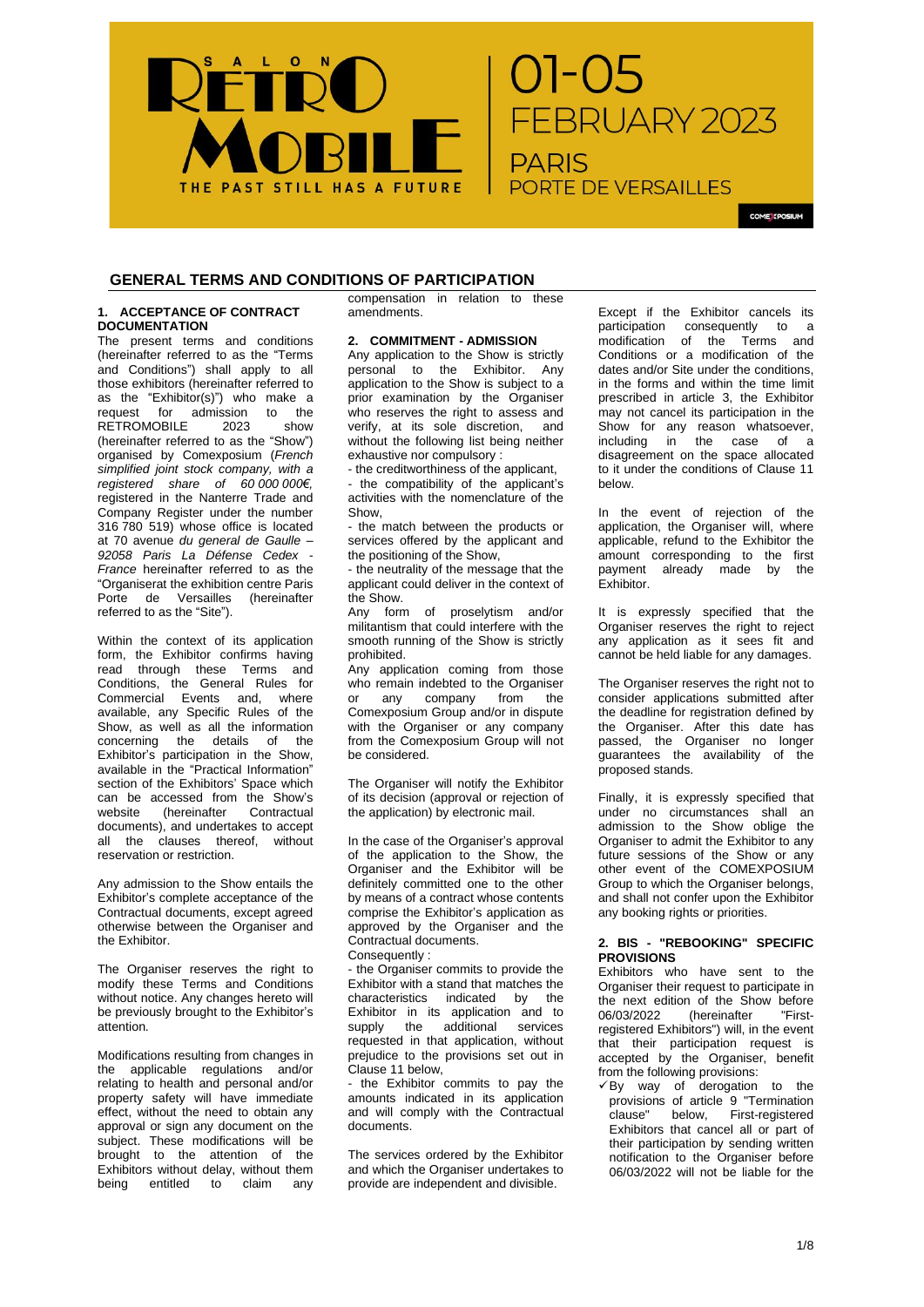# GENERAL TERMS AND CONDITIONS OF PARTICIPATION

## 1. ACCEPTANCE OF CONTRACT DOCUMENTATION

The present terms and conditions (hereinafter referred to as the "Terms and Conditions") shall apply to all those exhibitors (hereinafter referred to as the "Exhibitor(s)") who make a request for admission to the RETROMOBILE 2023 show (hereinafter referred to as the "Show") organised by Comexposium (*French simplified joint stock company, with a registered share of 60 000 000€*, registered in the Nanterre Trade and Company Register under the number 316 780 519) whose office is located at 70 avenue *du general de Gaulle – 92058 Paris La Défense Cedex - France* hereinafter referred to as the "Organiserat the exhibition centre Paris Porte de Versailles (hereinafter referred to as the "Site").

Within the context of its application form, the Exhibitor confirms having read through these Terms and Conditions, the General Rules for Commercial Events and, where available, any Specific Rules of the Show, as well as all the information concerning the details of the Exhibitor's participation in the Show, available in the "Practical Information" section of the Exhibitors' Space which can be accessed from the Show's website (hereinafter Contractual documents), and undertakes to accept all the clauses thereof, without reservation or restriction.

Any admission to the Show entails the Exhibitor's complete acceptance of the Contractual documents, except agreed otherwise between the Organiser and the Exhibitor.

The Organiser reserves the right to modify these Terms and Conditions without notice. Any changes hereto will be previously brought to the Exhibitor's attention.

Modifications resulting from changes in the applicable regulations and/or relating to health and personal and/or property safety will have immediate effect, without the need to obtain any approval or sign any document on the subject. These modifications will be brought to the attention of the Exhibitors without delay, without them being entitled to claim any compensation in relation to these amendments.

## 2. COMMITMENT - ADMISSION

Any application to the Show is strictly personal to the Exhibitor. Any application to the Show is subject to a prior examination by the Organiser who reserves the right to assess and verify, at its sole discretion, and without the following list being neither exhaustive nor compulsory :

- the creditworthiness of the applicant,
- the compatibility of the applicant's activities with the nomenclature of the Show,
- the match between the products or services offered by the applicant and the positioning of the Show,
- the neutrality of the message that the applicant could deliver in the context of the Show.

Any form of proselytism and/or militantism that could interfere with the smooth running of the Show is strictly prohibited.

Any application coming from those who remain indebted to the Organiser or any company from the Comexposium Group and/or in dispute with the Organiser or any company from the Comexposium Group will not be considered.

The Organiser will notify the Exhibitor of its decision (approval or rejection of the application) by electronic mail.

In the case of the Organiser's approval of the application to the Show, the Organiser and the Exhibitor will be definitely committed one to the other by means of a contract whose contents comprise the Exhibitor's application as approved by the Organiser and the Contractual documents.

Consequently :

- the Organiser commits to provide the Exhibitor with a stand that matches the characteristics indicated by the Exhibitor in its application and to supply the additional services requested in that application, without prejudice to the provisions set out in Clause 11 below,
- the Exhibitor commits to pay the amounts indicated in its application and will comply with the Contractual documents.

The services ordered by the Exhibitor and which the Organiser undertakes to provide are independent and divisible.

Except if the Exhibitor cancels its participation consequently to a modification of the Terms and Conditions or a modification of the dates and/or Site under the conditions, in the forms and within the time limit prescribed in article 3, the Exhibitor may not cancel its participation in the Show for any reason whatsoever, including in the case of a disagreement on the space allocated to it under the conditions of Clause 11 below.

In the event of rejection of the application, the Organiser will, where applicable, refund to the Exhibitor the amount corresponding to the first payment already made by the Exhibitor.

It is expressly specified that the Organiser reserves the right to reject any application as it sees fit and cannot be held liable for any damages.

The Organiser reserves the right not to consider applications submitted after the deadline for registration defined by the Organiser. After this date has passed, the Organiser no longer guarantees the availability of the proposed stands.

Finally, it is expressly specified that under no circumstances shall an admission to the Show oblige the Organiser to admit the Exhibitor to any future sessions of the Show or any other event of the COMEXPOSIUM Group to which the Organiser belongs, and shall not confer upon the Exhibitor any booking rights or priorities.

## 2. BIS - "REBOOKING" SPECIFIC PROVISIONS

Exhibitors who have sent to the Organiser their request to participate in the next edition of the Show before 06/03/2022 (hereinafter "First-registered Exhibitors") will, in the event that their participation request is accepted by the Organiser, benefit from the following provisions:

- ✓ By way of derogation to the provisions of article 9 "Termination clause" below, First-registered Exhibitors that cancel all or part of their participation by sending written notification to the Organiser before 06/03/2022 will not be liable for the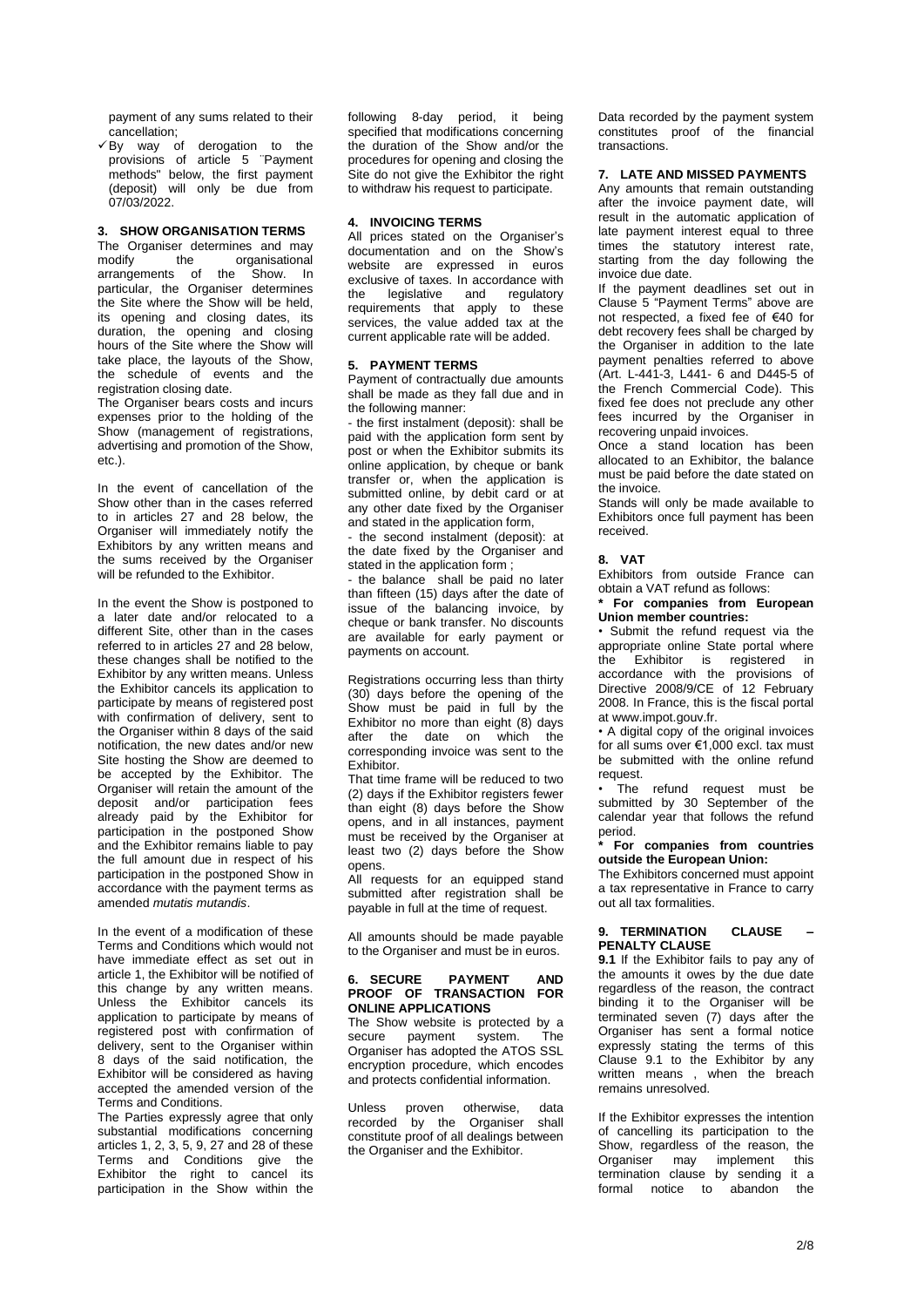payment of any sums related to their cancellation;

- ✓ By way of derogation to the provisions of article 5 ¨Payment methods" below, the first payment (deposit) will only be due from 07/03/2022.

### 3. SHOW ORGANISATION TERMS

The Organiser determines and may modify the organisational arrangements of the Show. In particular, the Organiser determines the Site where the Show will be held, its opening and closing dates, its duration, the opening and closing hours of the Site where the Show will take place, the layouts of the Show, the schedule of events and the registration closing date.

The Organiser bears costs and incurs expenses prior to the holding of the Show (management of registrations, advertising and promotion of the Show, etc.).

In the event of cancellation of the Show other than in the cases referred to in articles 27 and 28 below, the Organiser will immediately notify the Exhibitors by any written means and the sums received by the Organiser will be refunded to the Exhibitor.

In the event the Show is postponed to a later date and/or relocated to a different Site, other than in the cases referred to in articles 27 and 28 below, these changes shall be notified to the Exhibitor by any written means. Unless the Exhibitor cancels its application to participate by means of registered post with confirmation of delivery, sent to the Organiser within 8 days of the said notification, the new dates and/or new Site hosting the Show are deemed to be accepted by the Exhibitor. The Organiser will retain the amount of the deposit and/or participation fees already paid by the Exhibitor for participation in the postponed Show and the Exhibitor remains liable to pay the full amount due in respect of his participation in the postponed Show in accordance with the payment terms as amended *mutatis mutandis*.

In the event of a modification of these Terms and Conditions which would not have immediate effect as set out in article 1, the Exhibitor will be notified of this change by any written means. Unless the Exhibitor cancels its application to participate by means of registered post with confirmation of delivery, sent to the Organiser within 8 days of the said notification, the Exhibitor will be considered as having accepted the amended version of the Terms and Conditions.

The Parties expressly agree that only substantial modifications concerning articles 1, 2, 3, 5, 9, 27 and 28 of these Terms and Conditions give the Exhibitor the right to cancel its participation in the Show within the following 8-day period, it being specified that modifications concerning the duration of the Show and/or the procedures for opening and closing the Site do not give the Exhibitor the right to withdraw his request to participate.

### 4. INVOICING TERMS

All prices stated on the Organiser's documentation and on the Show's website are expressed in euros exclusive of taxes. In accordance with the legislative and regulatory requirements that apply to these services, the value added tax at the current applicable rate will be added.

### 5. PAYMENT TERMS

Payment of contractually due amounts shall be made as they fall due and in the following manner:

- the first instalment (deposit): shall be paid with the application form sent by post or when the Exhibitor submits its online application, by cheque or bank transfer or, when the application is submitted online, by debit card or at any other date fixed by the Organiser and stated in the application form,

- the second instalment (deposit): at the date fixed by the Organiser and stated in the application form ;

- the balance shall be paid no later than fifteen (15) days after the date of issue of the balancing invoice, by cheque or bank transfer. No discounts are available for early payment or payments on account.

Registrations occurring less than thirty (30) days before the opening of the Show must be paid in full by the Exhibitor no more than eight (8) days after the date on which the corresponding invoice was sent to the Exhibitor.

That time frame will be reduced to two (2) days if the Exhibitor registers fewer than eight (8) days before the Show opens, and in all instances, payment must be received by the Organiser at least two (2) days before the Show opens.

All requests for an equipped stand submitted after registration shall be payable in full at the time of request.

All amounts should be made payable to the Organiser and must be in euros.

### 6. SECURE PAYMENT AND PROOF OF TRANSACTION FOR ONLINE APPLICATIONS

The Show website is protected by a secure payment system. The Organiser has adopted the ATOS SSL encryption procedure, which encodes and protects confidential information.

Unless proven otherwise, data recorded by the Organiser shall constitute proof of all dealings between the Organiser and the Exhibitor.

Data recorded by the payment system constitutes proof of the financial transactions.

### 7. LATE AND MISSED PAYMENTS

Any amounts that remain outstanding after the invoice payment date, will result in the automatic application of late payment interest equal to three times the statutory interest rate, starting from the day following the invoice due date.

If the payment deadlines set out in Clause 5 "Payment Terms" above are not respected, a fixed fee of €40 for debt recovery fees shall be charged by the Organiser in addition to the late payment penalties referred to above (Art. L-441-3, L441- 6 and D445-5 of the French Commercial Code). This fixed fee does not preclude any other fees incurred by the Organiser in recovering unpaid invoices.

Once a stand location has been allocated to an Exhibitor, the balance must be paid before the date stated on the invoice.

Stands will only be made available to Exhibitors once full payment has been received.

### 8. VAT

Exhibitors from outside France can obtain a VAT refund as follows:

**\* For companies from European Union member countries:**

• Submit the refund request via the appropriate online State portal where the Exhibitor is registered in accordance with the provisions of Directive 2008/9/CE of 12 February 2008. In France, this is the fiscal portal at www.impot.gouv.fr.

• A digital copy of the original invoices for all sums over €1,000 excl. tax must be submitted with the online refund request.

• The refund request must be submitted by 30 September of the calendar year that follows the refund period.

**\* For companies from countries outside the European Union:**

The Exhibitors concerned must appoint a tax representative in France to carry out all tax formalities.

### 9. TERMINATION CLAUSE – PENALTY CLAUSE

**9.1** If the Exhibitor fails to pay any of the amounts it owes by the due date regardless of the reason, the contract binding it to the Organiser will be terminated seven (7) days after the Organiser has sent a formal notice expressly stating the terms of this Clause 9.1 to the Exhibitor by any written means , when the breach remains unresolved.

If the Exhibitor expresses the intention of cancelling its participation to the Show, regardless of the reason, the Organiser may implement this termination clause by sending it a formal notice to abandon the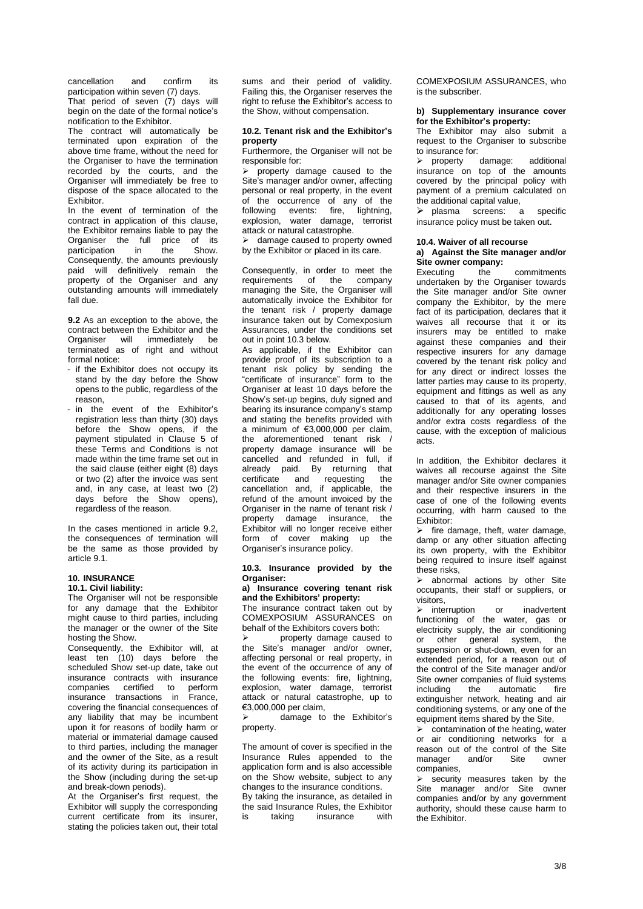cancellation and confirm its participation within seven (7) days.

That period of seven (7) days will begin on the date of the formal notice's notification to the Exhibitor.

The contract will automatically be terminated upon expiration of the above time frame, without the need for the Organiser to have the termination recorded by the courts, and the Organiser will immediately be free to dispose of the space allocated to the Exhibitor.

In the event of termination of the contract in application of this clause, the Exhibitor remains liable to pay the Organiser the full price of its participation in the Show. Consequently, the amounts previously paid will definitively remain the property of the Organiser and any outstanding amounts will immediately fall due.

**9.2** As an exception to the above, the contract between the Exhibitor and the Organiser will immediately be terminated as of right and without formal notice:

- if the Exhibitor does not occupy its stand by the day before the Show opens to the public, regardless of the reason,
- in the event of the Exhibitor's registration less than thirty (30) days before the Show opens, if the payment stipulated in Clause 5 of these Terms and Conditions is not made within the time frame set out in the said clause (either eight (8) days or two (2) after the invoice was sent and, in any case, at least two (2) days before the Show opens), regardless of the reason.

In the cases mentioned in article 9.2, the consequences of termination will be the same as those provided by article 9.1.

## 10. INSURANCE

### 10.1. Civil liability:

The Organiser will not be responsible for any damage that the Exhibitor might cause to third parties, including the manager or the owner of the Site hosting the Show.

Consequently, the Exhibitor will, at least ten (10) days before the scheduled Show set-up date, take out insurance contracts with insurance companies certified to perform insurance transactions in France, covering the financial consequences of any liability that may be incumbent upon it for reasons of bodily harm or material or immaterial damage caused to third parties, including the manager and the owner of the Site, as a result of its activity during its participation in the Show (including during the set-up and break-down periods).

At the Organiser's first request, the Exhibitor will supply the corresponding current certificate from its insurer, stating the policies taken out, their total sums and their period of validity. Failing this, the Organiser reserves the right to refuse the Exhibitor's access to the Show, without compensation.

### 10.2. Tenant risk and the Exhibitor's property

Furthermore, the Organiser will not be responsible for:

- property damage caused to the Site's manager and/or owner, affecting personal or real property, in the event of the occurrence of any of the following events: fire, lightning, explosion, water damage, terrorist attack or natural catastrophe.
- damage caused to property owned by the Exhibitor or placed in its care.

Consequently, in order to meet the requirements of the company managing the Site, the Organiser will automatically invoice the Exhibitor for the tenant risk / property damage insurance taken out by Comexposium Assurances, under the conditions set out in point 10.3 below.

As applicable, if the Exhibitor can provide proof of its subscription to a tenant risk policy by sending the "certificate of insurance" form to the Organiser at least 10 days before the Show's set-up begins, duly signed and bearing its insurance company's stamp and stating the benefits provided with a minimum of €3,000,000 per claim, the aforementioned tenant risk / property damage insurance will be cancelled and refunded in full, if already paid. By returning that certificate and requesting the cancellation and, if applicable, the refund of the amount invoiced by the Organiser in the name of tenant risk / property damage insurance, the Exhibitor will no longer receive either form of cover making up the Organiser's insurance policy.

### 10.3. Insurance provided by the Organiser:

**a) Insurance covering tenant risk and the Exhibitors' property:**

The insurance contract taken out by COMEXPOSIUM ASSURANCES on behalf of the Exhibitors covers both:

- property damage caused to the Site's manager and/or owner, affecting personal or real property, in the event of the occurrence of any of the following events: fire, lightning, explosion, water damage, terrorist attack or natural catastrophe, up to €3,000,000 per claim,
- damage to the Exhibitor's property.

The amount of cover is specified in the Insurance Rules appended to the application form and is also accessible on the Show website, subject to any changes to the insurance conditions.

By taking the insurance, as detailed in the said Insurance Rules, the Exhibitor is taking insurance with COMEXPOSIUM ASSURANCES, who is the subscriber.

**b) Supplementary insurance cover for the Exhibitor's property:**

The Exhibitor may also submit a request to the Organiser to subscribe to insurance for:

- property damage: additional insurance on top of the amounts covered by the principal policy with payment of a premium calculated on the additional capital value,
- plasma screens: a specific insurance policy must be taken out.

### 10.4. Waiver of all recourse

**a) Against the Site manager and/or Site owner company:**

Executing the commitments undertaken by the Organiser towards the Site manager and/or Site owner company the Exhibitor, by the mere fact of its participation, declares that it waives all recourse that it or its insurers may be entitled to make against these companies and their respective insurers for any damage covered by the tenant risk policy and for any direct or indirect losses the latter parties may cause to its property, equipment and fittings as well as any caused to that of its agents, and additionally for any operating losses and/or extra costs regardless of the cause, with the exception of malicious acts.

In addition, the Exhibitor declares it waives all recourse against the Site manager and/or Site owner companies and their respective insurers in the case of one of the following events occurring, with harm caused to the Exhibitor:

- fire damage, theft, water damage, damp or any other situation affecting its own property, with the Exhibitor being required to insure itself against these risks,
- abnormal actions by other Site occupants, their staff or suppliers, or visitors,
- interruption or inadvertent functioning of the water, gas or electricity supply, the air conditioning or other general system, the suspension or shut-down, even for an extended period, for a reason out of the control of the Site manager and/or Site owner companies of fluid systems including the automatic fire extinguisher network, heating and air conditioning systems, or any one of the equipment items shared by the Site,
- contamination of the heating, water or air conditioning networks for a reason out of the control of the Site manager and/or Site owner companies,
- security measures taken by the Site manager and/or Site owner companies and/or by any government authority, should these cause harm to the Exhibitor.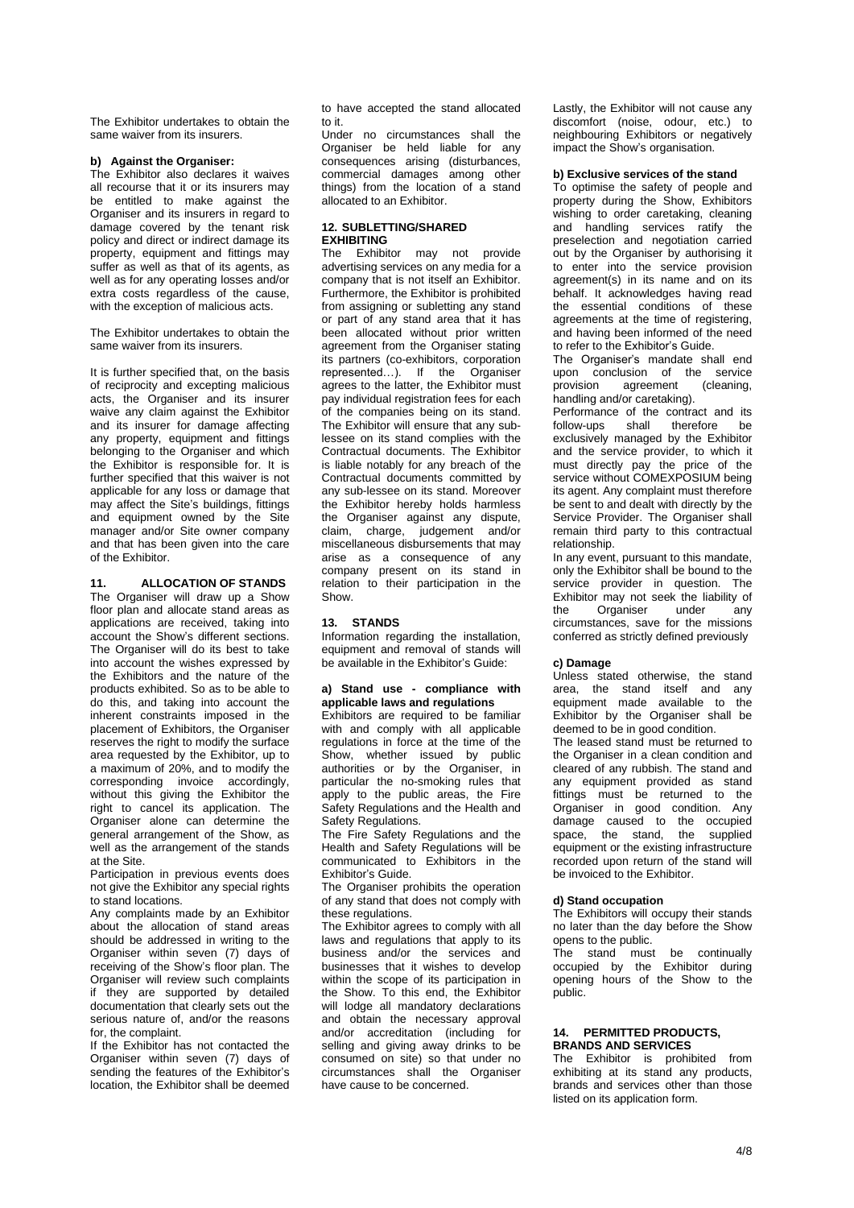The Exhibitor undertakes to obtain the same waiver from its insurers.

**b) Against the Organiser:**

The Exhibitor also declares it waives all recourse that it or its insurers may be entitled to make against the Organiser and its insurers in regard to damage covered by the tenant risk policy and direct or indirect damage its property, equipment and fittings may suffer as well as that of its agents, as well as for any operating losses and/or extra costs regardless of the cause, with the exception of malicious acts.

The Exhibitor undertakes to obtain the same waiver from its insurers.

It is further specified that, on the basis of reciprocity and excepting malicious acts, the Organiser and its insurer waive any claim against the Exhibitor and its insurer for damage affecting any property, equipment and fittings belonging to the Organiser and which the Exhibitor is responsible for. It is further specified that this waiver is not applicable for any loss or damage that may affect the Site's buildings, fittings and equipment owned by the Site manager and/or Site owner company and that has been given into the care of the Exhibitor.

## 11. ALLOCATION OF STANDS

The Organiser will draw up a Show floor plan and allocate stand areas as applications are received, taking into account the Show's different sections. The Organiser will do its best to take into account the wishes expressed by the Exhibitors and the nature of the products exhibited. So as to be able to do this, and taking into account the inherent constraints imposed in the placement of Exhibitors, the Organiser reserves the right to modify the surface area requested by the Exhibitor, up to a maximum of 20%, and to modify the corresponding invoice accordingly, without this giving the Exhibitor the right to cancel its application. The Organiser alone can determine the general arrangement of the Show, as well as the arrangement of the stands at the Site.

Participation in previous events does not give the Exhibitor any special rights to stand locations.

Any complaints made by an Exhibitor about the allocation of stand areas should be addressed in writing to the Organiser within seven (7) days of receiving of the Show's floor plan. The Organiser will review such complaints if they are supported by detailed documentation that clearly sets out the serious nature of, and/or the reasons for, the complaint.

If the Exhibitor has not contacted the Organiser within seven (7) days of sending the features of the Exhibitor's location, the Exhibitor shall be deemed to have accepted the stand allocated to it.

Under no circumstances shall the Organiser be held liable for any consequences arising (disturbances, commercial damages among other things) from the location of a stand allocated to an Exhibitor.

## 12. SUBLETTING/SHARED EXHIBITING

The Exhibitor may not provide advertising services on any media for a company that is not itself an Exhibitor. Furthermore, the Exhibitor is prohibited from assigning or subletting any stand or part of any stand area that it has been allocated without prior written agreement from the Organiser stating its partners (co-exhibitors, corporation represented…). If the Organiser agrees to the latter, the Exhibitor must pay individual registration fees for each of the companies being on its stand. The Exhibitor will ensure that any sub-lessee on its stand complies with the Contractual documents. The Exhibitor is liable notably for any breach of the Contractual documents committed by any sub-lessee on its stand. Moreover the Exhibitor hereby holds harmless the Organiser against any dispute, claim, charge, judgement and/or miscellaneous disbursements that may arise as a consequence of any company present on its stand in relation to their participation in the Show.

## 13. STANDS

Information regarding the installation, equipment and removal of stands will be available in the Exhibitor's Guide:

**a) Stand use - compliance with applicable laws and regulations**

Exhibitors are required to be familiar with and comply with all applicable regulations in force at the time of the Show, whether issued by public authorities or by the Organiser, in particular the no-smoking rules that apply to the public areas, the Fire Safety Regulations and the Health and Safety Regulations.

The Fire Safety Regulations and the Health and Safety Regulations will be communicated to Exhibitors in the Exhibitor's Guide.

The Organiser prohibits the operation of any stand that does not comply with these regulations.

The Exhibitor agrees to comply with all laws and regulations that apply to its business and/or the services and businesses that it wishes to develop within the scope of its participation in the Show. To this end, the Exhibitor will lodge all mandatory declarations and obtain the necessary approval and/or accreditation (including for selling and giving away drinks to be consumed on site) so that under no circumstances shall the Organiser have cause to be concerned.

Lastly, the Exhibitor will not cause any discomfort (noise, odour, etc.) to neighbouring Exhibitors or negatively impact the Show's organisation.

**b) Exclusive services of the stand**

To optimise the safety of people and property during the Show, Exhibitors wishing to order caretaking, cleaning and handling services ratify the preselection and negotiation carried out by the Organiser by authorising it to enter into the service provision agreement(s) in its name and on its behalf. It acknowledges having read the essential conditions of these agreements at the time of registering, and having been informed of the need to refer to the Exhibitor's Guide.

The Organiser's mandate shall end upon conclusion of the service provision agreement (cleaning, handling and/or caretaking).

Performance of the contract and its follow-ups shall therefore be exclusively managed by the Exhibitor and the service provider, to which it must directly pay the price of the service without COMEXPOSIUM being its agent. Any complaint must therefore be sent to and dealt with directly by the Service Provider. The Organiser shall remain third party to this contractual relationship.

In any event, pursuant to this mandate, only the Exhibitor shall be bound to the service provider in question. The Exhibitor may not seek the liability of the Organiser under any circumstances, save for the missions conferred as strictly defined previously

**c) Damage**

Unless stated otherwise, the stand area, the stand itself and any equipment made available to the Exhibitor by the Organiser shall be deemed to be in good condition.

The leased stand must be returned to the Organiser in a clean condition and cleared of any rubbish. The stand and any equipment provided as stand fittings must be returned to the Organiser in good condition. Any damage caused to the occupied space, the stand, the supplied equipment or the existing infrastructure recorded upon return of the stand will be invoiced to the Exhibitor.

**d) Stand occupation**

The Exhibitors will occupy their stands no later than the day before the Show opens to the public.

The stand must be continually occupied by the Exhibitor during opening hours of the Show to the public.

## 14. PERMITTED PRODUCTS, BRANDS AND SERVICES

The Exhibitor is prohibited from exhibiting at its stand any products, brands and services other than those listed on its application form.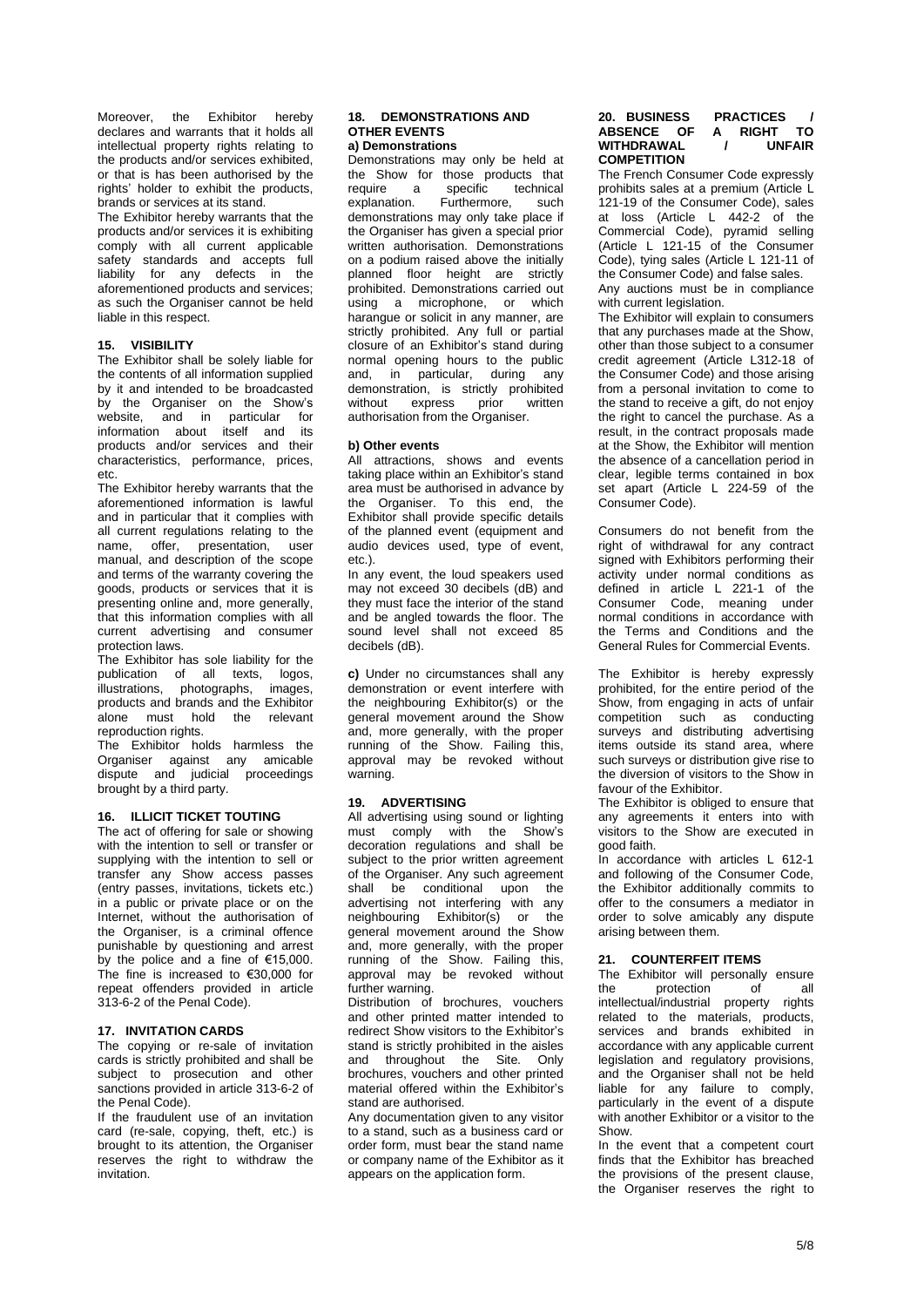Moreover, the Exhibitor hereby declares and warrants that it holds all intellectual property rights relating to the products and/or services exhibited, or that is has been authorised by the rights' holder to exhibit the products, brands or services at its stand.

The Exhibitor hereby warrants that the products and/or services it is exhibiting comply with all current applicable safety standards and accepts full liability for any defects in the aforementioned products and services; as such the Organiser cannot be held liable in this respect.

## 15. VISIBILITY

The Exhibitor shall be solely liable for the contents of all information supplied by it and intended to be broadcasted by the Organiser on the Show's website, and in particular for information about itself and its products and/or services and their characteristics, performance, prices, etc.

The Exhibitor hereby warrants that the aforementioned information is lawful and in particular that it complies with all current regulations relating to the name, offer, presentation, user manual, and description of the scope and terms of the warranty covering the goods, products or services that it is presenting online and, more generally, that this information complies with all current advertising and consumer protection laws.

The Exhibitor has sole liability for the publication of all texts, logos, illustrations, photographs, images, products and brands and the Exhibitor alone must hold the relevant reproduction rights.

The Exhibitor holds harmless the Organiser against any amicable dispute and judicial proceedings brought by a third party.

## 16. ILLICIT TICKET TOUTING

The act of offering for sale or showing with the intention to sell or transfer or supplying with the intention to sell or transfer any Show access passes (entry passes, invitations, tickets etc.) in a public or private place or on the Internet, without the authorisation of the Organiser, is a criminal offence punishable by questioning and arrest by the police and a fine of €15,000. The fine is increased to €30,000 for repeat offenders provided in article 313-6-2 of the Penal Code).

## 17. INVITATION CARDS

The copying or re-sale of invitation cards is strictly prohibited and shall be subject to prosecution and other sanctions provided in article 313-6-2 of the Penal Code).

If the fraudulent use of an invitation card (re-sale, copying, theft, etc.) is brought to its attention, the Organiser reserves the right to withdraw the invitation.

## 18. DEMONSTRATIONS AND OTHER EVENTS

### a) Demonstrations

Demonstrations may only be held at the Show for those products that require a specific technical explanation. Furthermore, such demonstrations may only take place if the Organiser has given a special prior written authorisation. Demonstrations on a podium raised above the initially planned floor height are strictly prohibited. Demonstrations carried out using a microphone, or which harangue or solicit in any manner, are strictly prohibited. Any full or partial closure of an Exhibitor's stand during normal opening hours to the public and, in particular, during any demonstration, is strictly prohibited without express prior written authorisation from the Organiser.

### b) Other events

All attractions, shows and events taking place within an Exhibitor's stand area must be authorised in advance by the Organiser. To this end, the Exhibitor shall provide specific details of the planned event (equipment and audio devices used, type of event, etc.).

In any event, the loud speakers used may not exceed 30 decibels (dB) and they must face the interior of the stand and be angled towards the floor. The sound level shall not exceed 85 decibels (dB).

**c)** Under no circumstances shall any demonstration or event interfere with the neighbouring Exhibitor(s) or the general movement around the Show and, more generally, with the proper running of the Show. Failing this, approval may be revoked without warning.

## 19. ADVERTISING

All advertising using sound or lighting must comply with the Show's decoration regulations and shall be subject to the prior written agreement of the Organiser. Any such agreement shall be conditional upon the advertising not interfering with any neighbouring Exhibitor(s) or the general movement around the Show and, more generally, with the proper running of the Show. Failing this, approval may be revoked without further warning.

Distribution of brochures, vouchers and other printed matter intended to redirect Show visitors to the Exhibitor's stand is strictly prohibited in the aisles and throughout the Site. Only brochures, vouchers and other printed material offered within the Exhibitor's stand are authorised.

Any documentation given to any visitor to a stand, such as a business card or order form, must bear the stand name or company name of the Exhibitor as it appears on the application form.

## 20. BUSINESS PRACTICES / ABSENCE OF A RIGHT TO WITHDRAWAL / UNFAIR COMPETITION

The French Consumer Code expressly prohibits sales at a premium (Article L 121-19 of the Consumer Code), sales at loss (Article L 442-2 of the Commercial Code), pyramid selling (Article L 121-15 of the Consumer Code), tying sales (Article L 121-11 of the Consumer Code) and false sales.

Any auctions must be in compliance with current legislation.

The Exhibitor will explain to consumers that any purchases made at the Show, other than those subject to a consumer credit agreement (Article L312-18 of the Consumer Code) and those arising from a personal invitation to come to the stand to receive a gift, do not enjoy the right to cancel the purchase. As a result, in the contract proposals made at the Show, the Exhibitor will mention the absence of a cancellation period in clear, legible terms contained in box set apart (Article L 224-59 of the Consumer Code).

Consumers do not benefit from the right of withdrawal for any contract signed with Exhibitors performing their activity under normal conditions as defined in article L 221-1 of the Consumer Code, meaning under normal conditions in accordance with the Terms and Conditions and the General Rules for Commercial Events.

The Exhibitor is hereby expressly prohibited, for the entire period of the Show, from engaging in acts of unfair competition such as conducting surveys and distributing advertising items outside its stand area, where such surveys or distribution give rise to the diversion of visitors to the Show in favour of the Exhibitor.

The Exhibitor is obliged to ensure that any agreements it enters into with visitors to the Show are executed in good faith.

In accordance with articles L 612-1 and following of the Consumer Code, the Exhibitor additionally commits to offer to the consumers a mediator in order to solve amicably any dispute arising between them.

## 21. COUNTERFEIT ITEMS

The Exhibitor will personally ensure the protection of all intellectual/industrial property rights related to the materials, products, services and brands exhibited in accordance with any applicable current legislation and regulatory provisions, and the Organiser shall not be held liable for any failure to comply, particularly in the event of a dispute with another Exhibitor or a visitor to the Show.

In the event that a competent court finds that the Exhibitor has breached the provisions of the present clause, the Organiser reserves the right to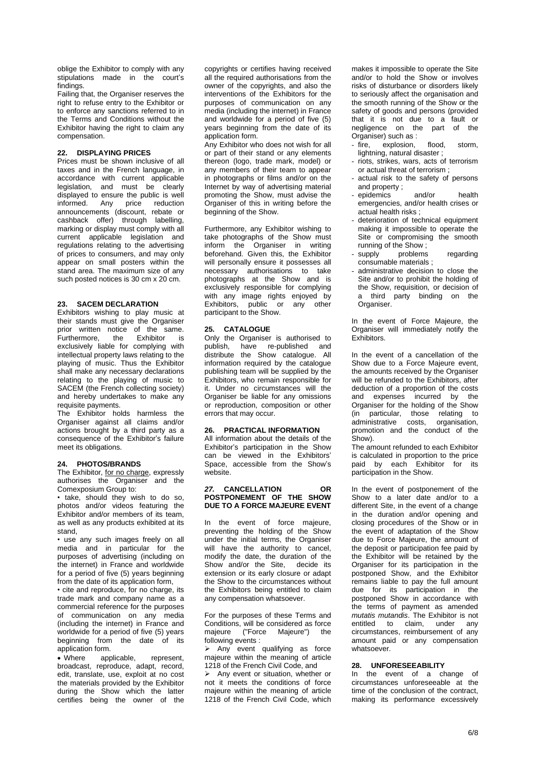oblige the Exhibitor to comply with any stipulations made in the court's findings.

Failing that, the Organiser reserves the right to refuse entry to the Exhibitor or to enforce any sanctions referred to in the Terms and Conditions without the Exhibitor having the right to claim any compensation.

## 22. DISPLAYING PRICES

Prices must be shown inclusive of all taxes and in the French language, in accordance with current applicable legislation, and must be clearly displayed to ensure the public is well informed. Any price reduction announcements (discount, rebate or cashback offer) through labelling, marking or display must comply with all current applicable legislation and regulations relating to the advertising of prices to consumers, and may only appear on small posters within the stand area. The maximum size of any such posted notices is 30 cm x 20 cm.

## 23. SACEM DECLARATION

Exhibitors wishing to play music at their stands must give the Organiser prior written notice of the same. Furthermore, the Exhibitor is exclusively liable for complying with intellectual property laws relating to the playing of music. Thus the Exhibitor shall make any necessary declarations relating to the playing of music to SACEM (the French collecting society) and hereby undertakes to make any requisite payments.

The Exhibitor holds harmless the Organiser against all claims and/or actions brought by a third party as a consequence of the Exhibitor's failure meet its obligations.

## 24. PHOTOS/BRANDS

The Exhibitor, for no charge, expressly authorises the Organiser and the Comexposium Group to:

- take, should they wish to do so, photos and/or videos featuring the Exhibitor and/or members of its team, as well as any products exhibited at its stand,
- use any such images freely on all media and in particular for the purposes of advertising (including on the internet) in France and worldwide for a period of five (5) years beginning from the date of its application form,
- cite and reproduce, for no charge, its trade mark and company name as a commercial reference for the purposes of communication on any media (including the internet) in France and worldwide for a period of five (5) years beginning from the date of its application form.
- Where applicable, represent, broadcast, reproduce, adapt, record, edit, translate, use, exploit at no cost the materials provided by the Exhibitor during the Show which the latter certifies being the owner of the copyrights or certifies having received all the required authorisations from the owner of the copyrights, and also the interventions of the Exhibitors for the purposes of communication on any media (including the internet) in France and worldwide for a period of five (5) years beginning from the date of its application form.

Any Exhibitor who does not wish for all or part of their stand or any elements thereon (logo, trade mark, model) or any members of their team to appear in photographs or films and/or on the Internet by way of advertising material promoting the Show, must advise the Organiser of this in writing before the beginning of the Show.

Furthermore, any Exhibitor wishing to take photographs of the Show must inform the Organiser in writing beforehand. Given this, the Exhibitor will personally ensure it possesses all necessary authorisations to take photographs at the Show and is exclusively responsible for complying with any image rights enjoyed by Exhibitors, public or any other participant to the Show.

## 25. CATALOGUE

Only the Organiser is authorised to publish, have re-published and distribute the Show catalogue. All information required by the catalogue publishing team will be supplied by the Exhibitors, who remain responsible for it. Under no circumstances will the Organiser be liable for any omissions or reproduction, composition or other errors that may occur.

## 26. PRACTICAL INFORMATION

All information about the details of the Exhibitor's participation in the Show can be viewed in the Exhibitors' Space, accessible from the Show's website.

## *27.* CANCELLATION OR POSTPONEMENT OF THE SHOW DUE TO A FORCE MAJEURE EVENT

In the event of force majeure, preventing the holding of the Show under the initial terms, the Organiser will have the authority to cancel, modify the date, the duration of the Show and/or the Site, decide its extension or its early closure or adapt the Show to the circumstances without the Exhibitors being entitled to claim any compensation whatsoever.

For the purposes of these Terms and Conditions, will be considered as force majeure ("Force Majeure") the following events :

- Any event qualifying as force majeure within the meaning of article 1218 of the French Civil Code, and
- Any event or situation, whether or not it meets the conditions of force majeure within the meaning of article 1218 of the French Civil Code, which makes it impossible to operate the Site and/or to hold the Show or involves risks of disturbance or disorders likely to seriously affect the organisation and the smooth running of the Show or the safety of goods and persons (provided that it is not due to a fault or negligence on the part of the Organiser) such as :
  - fire, explosion, flood, storm, lightning, natural disaster ;
  - riots, strikes, wars, acts of terrorism or actual threat of terrorism ;
  - actual risk to the safety of persons and property ;
  - epidemics and/or health emergencies, and/or health crises or actual health risks ;
  - deterioration of technical equipment making it impossible to operate the Site or compromising the smooth running of the Show ;
  - supply problems regarding consumable materials ;
  - administrative decision to close the Site and/or to prohibit the holding of the Show, requisition, or decision of a third party binding on the Organiser.

In the event of Force Majeure, the Organiser will immediately notify the Exhibitors.

In the event of a cancellation of the Show due to a Force Majeure event, the amounts received by the Organiser will be refunded to the Exhibitors, after deduction of a proportion of the costs and expenses incurred by the Organiser for the holding of the Show (in particular, those relating to administrative costs, organisation, promotion and the conduct of the Show).

The amount refunded to each Exhibitor is calculated in proportion to the price paid by each Exhibitor for its participation in the Show.

In the event of postponement of the Show to a later date and/or to a different Site, in the event of a change in the duration and/or opening and closing procedures of the Show or in the event of adaptation of the Show due to Force Majeure, the amount of the deposit or participation fee paid by the Exhibitor will be retained by the Organiser for its participation in the postponed Show, and the Exhibitor remains liable to pay the full amount due for its participation in the postponed Show in accordance with the terms of payment as amended *mutatis mutandis*. The Exhibitor is not entitled to claim, under any circumstances, reimbursement of any amount paid or any compensation whatsoever.

## 28. UNFORESEEABILITY

In the event of a change of circumstances unforeseeable at the time of the conclusion of the contract, making its performance excessively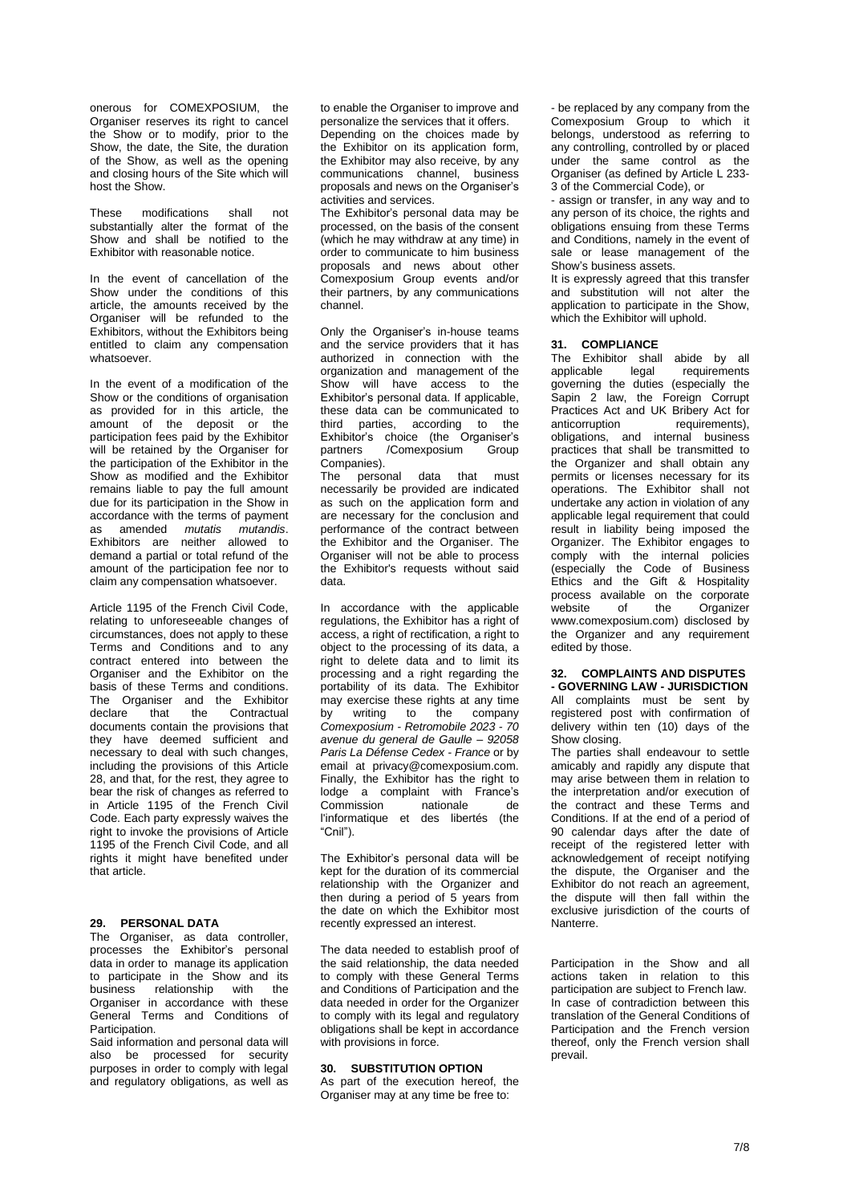onerous for COMEXPOSIUM, the Organiser reserves its right to cancel the Show or to modify, prior to the Show, the date, the Site, the duration of the Show, as well as the opening and closing hours of the Site which will host the Show.

These modifications shall not substantially alter the format of the Show and shall be notified to the Exhibitor with reasonable notice.

In the event of cancellation of the Show under the conditions of this article, the amounts received by the Organiser will be refunded to the Exhibitors, without the Exhibitors being entitled to claim any compensation whatsoever.

In the event of a modification of the Show or the conditions of organisation as provided for in this article, the amount of the deposit or the participation fees paid by the Exhibitor will be retained by the Organiser for the participation of the Exhibitor in the Show as modified and the Exhibitor remains liable to pay the full amount due for its participation in the Show in accordance with the terms of payment as amended *mutatis mutandis*. Exhibitors are neither allowed to demand a partial or total refund of the amount of the participation fee nor to claim any compensation whatsoever.

Article 1195 of the French Civil Code, relating to unforeseeable changes of circumstances, does not apply to these Terms and Conditions and to any contract entered into between the Organiser and the Exhibitor on the basis of these Terms and conditions. The Organiser and the Exhibitor declare that the Contractual documents contain the provisions that they have deemed sufficient and necessary to deal with such changes, including the provisions of this Article 28, and that, for the rest, they agree to bear the risk of changes as referred to in Article 1195 of the French Civil Code. Each party expressly waives the right to invoke the provisions of Article 1195 of the French Civil Code, and all rights it might have benefited under that article.

## 29. PERSONAL DATA

The Organiser, as data controller, processes the Exhibitor's personal data in order to manage its application to participate in the Show and its business relationship with the Organiser in accordance with these General Terms and Conditions of Participation.

Said information and personal data will also be processed for security purposes in order to comply with legal and regulatory obligations, as well as to enable the Organiser to improve and personalize the services that it offers.

Depending on the choices made by the Exhibitor on its application form, the Exhibitor may also receive, by any communications channel, business proposals and news on the Organiser's activities and services.

The Exhibitor's personal data may be processed, on the basis of the consent (which he may withdraw at any time) in order to communicate to him business proposals and news about other Comexposium Group events and/or their partners, by any communications channel.

Only the Organiser's in-house teams and the service providers that it has authorized in connection with the organization and management of the Show will have access to the Exhibitor's personal data. If applicable, these data can be communicated to third parties, according to the Exhibitor's choice (the Organiser's partners /Comexposium Group Companies).

The personal data that must necessarily be provided are indicated as such on the application form and are necessary for the conclusion and performance of the contract between the Exhibitor and the Organiser. The Organiser will not be able to process the Exhibitor's requests without said data.

In accordance with the applicable regulations, the Exhibitor has a right of access, a right of rectification, a right to object to the processing of its data, a right to delete data and to limit its processing and a right regarding the portability of its data. The Exhibitor may exercise these rights at any time by writing to the company *Comexposium - Retromobile 2023 - 70 avenue du general de Gaulle – 92058 Paris La Défense Cedex - France* or by email at privacy@comexposium.com. Finally, the Exhibitor has the right to lodge a complaint with France's Commission nationale de l'informatique et des libertés (the "Cnil").

The Exhibitor's personal data will be kept for the duration of its commercial relationship with the Organizer and then during a period of 5 years from the date on which the Exhibitor most recently expressed an interest.

The data needed to establish proof of the said relationship, the data needed to comply with these General Terms and Conditions of Participation and the data needed in order for the Organizer to comply with its legal and regulatory obligations shall be kept in accordance with provisions in force.

## 30. SUBSTITUTION OPTION

As part of the execution hereof, the Organiser may at any time be free to:

- be replaced by any company from the Comexposium Group to which it belongs, understood as referring to any controlling, controlled by or placed under the same control as the Organiser (as defined by Article L 233-3 of the Commercial Code), or
- assign or transfer, in any way and to any person of its choice, the rights and obligations ensuing from these Terms and Conditions, namely in the event of sale or lease management of the Show's business assets.

It is expressly agreed that this transfer and substitution will not alter the application to participate in the Show, which the Exhibitor will uphold.

## 31. COMPLIANCE

The Exhibitor shall abide by all applicable legal requirements governing the duties (especially the Sapin 2 law, the Foreign Corrupt Practices Act and UK Bribery Act for anticorruption requirements), obligations, and internal business practices that shall be transmitted to the Organizer and shall obtain any permits or licenses necessary for its operations. The Exhibitor shall not undertake any action in violation of any applicable legal requirement that could result in liability being imposed the Organizer. The Exhibitor engages to comply with the internal policies (especially the Code of Business Ethics and the Gift & Hospitality process available on the corporate website of the Organizer www.comexposium.com) disclosed by the Organizer and any requirement edited by those.

## 32. COMPLAINTS AND DISPUTES - GOVERNING LAW - JURISDICTION

All complaints must be sent by registered post with confirmation of delivery within ten (10) days of the Show closing.

The parties shall endeavour to settle amicably and rapidly any dispute that may arise between them in relation to the interpretation and/or execution of the contract and these Terms and Conditions. If at the end of a period of 90 calendar days after the date of receipt of the registered letter with acknowledgement of receipt notifying the dispute, the Organiser and the Exhibitor do not reach an agreement, the dispute will then fall within the exclusive jurisdiction of the courts of Nanterre.

Participation in the Show and all actions taken in relation to this participation are subject to French law. In case of contradiction between this translation of the General Conditions of Participation and the French version thereof, only the French version shall prevail.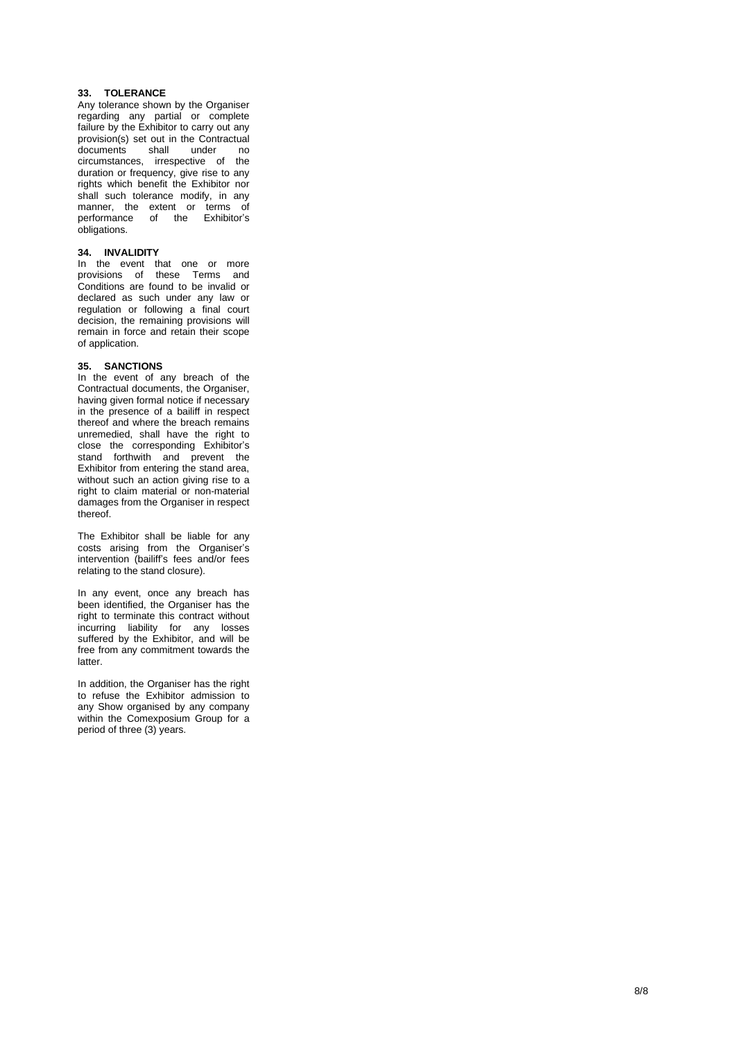### 33. TOLERANCE

Any tolerance shown by the Organiser regarding any partial or complete failure by the Exhibitor to carry out any provision(s) set out in the Contractual documents shall under no circumstances, irrespective of the duration or frequency, give rise to any rights which benefit the Exhibitor nor shall such tolerance modify, in any manner, the extent or terms of performance of the Exhibitor's obligations.

### 34. INVALIDITY

In the event that one or more provisions of these Terms and Conditions are found to be invalid or declared as such under any law or regulation or following a final court decision, the remaining provisions will remain in force and retain their scope of application.

### 35. SANCTIONS

In the event of any breach of the Contractual documents, the Organiser, having given formal notice if necessary in the presence of a bailiff in respect thereof and where the breach remains unremedied, shall have the right to close the corresponding Exhibitor's stand forthwith and prevent the Exhibitor from entering the stand area, without such an action giving rise to a right to claim material or non-material damages from the Organiser in respect thereof.

The Exhibitor shall be liable for any costs arising from the Organiser's intervention (bailiff's fees and/or fees relating to the stand closure).

In any event, once any breach has been identified, the Organiser has the right to terminate this contract without incurring liability for any losses suffered by the Exhibitor, and will be free from any commitment towards the latter.

In addition, the Organiser has the right to refuse the Exhibitor admission to any Show organised by any company within the Comexposium Group for a period of three (3) years.